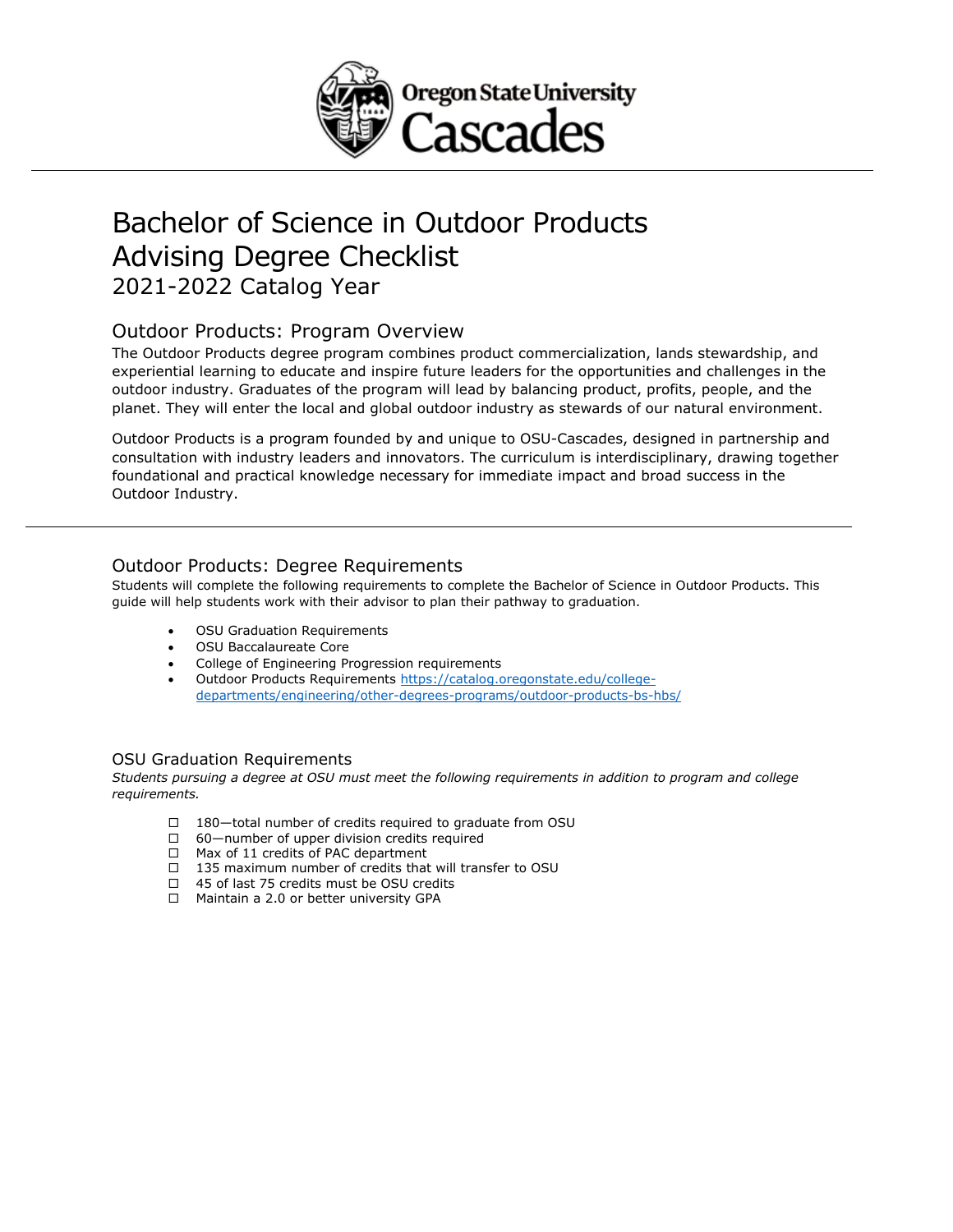# Bachelor of Science in Outdoor Products Advising Degree Checklist

2021-2022 Catalog Year

## Outdoor Products: Program Overview

The Outdoor Products degree program combines product commercialization, lands stewardship, and experiential learning to educate and inspire future leaders for the opportunities and challenges in the outdoor industry. Graduates of the program will lead by balancing product, profits, people, and the planet. They will enter the local and global outdoor industry as stewards of our natural environment.

Outdoor Products is a program founded by and unique to OSU-Cascades, designed in partnership and consultation with industry leaders and innovators. The curriculum is interdisciplinary, drawing together foundational and practical knowledge necessary for immediate impact and broad success in the Outdoor Industry.

## Outdoor Products: Degree Requirements

Students will complete the following requirements to complete the Bachelor of Science in Outdoor Products. This guide will help students work with their advisor to plan their pathway to graduation.

- OSU Graduation Requirements
- OSU Baccalaureate Core
- College of Engineering Progression requirements
- Outdoor Products Requirements [https://catalog.oregonstate.edu/college-departments/engineering/other-degrees-programs/outdoor-products-bs-hbs/](https://catalog.oregonstate.edu/college-departments/engineering/other-degrees-programs/outdoor-products-bs-hbs/)

## OSU Graduation Requirements

*Students pursuing a degree at OSU must meet the following requirements in addition to program and college requirements.*

- ☐ 180—total number of credits required to graduate from OSU
- ☐ 60—number of upper division credits required
- ☐ Max of 11 credits of PAC department
- ☐ 135 maximum number of credits that will transfer to OSU
- ☐ 45 of last 75 credits must be OSU credits
- ☐ Maintain a 2.0 or better university GPA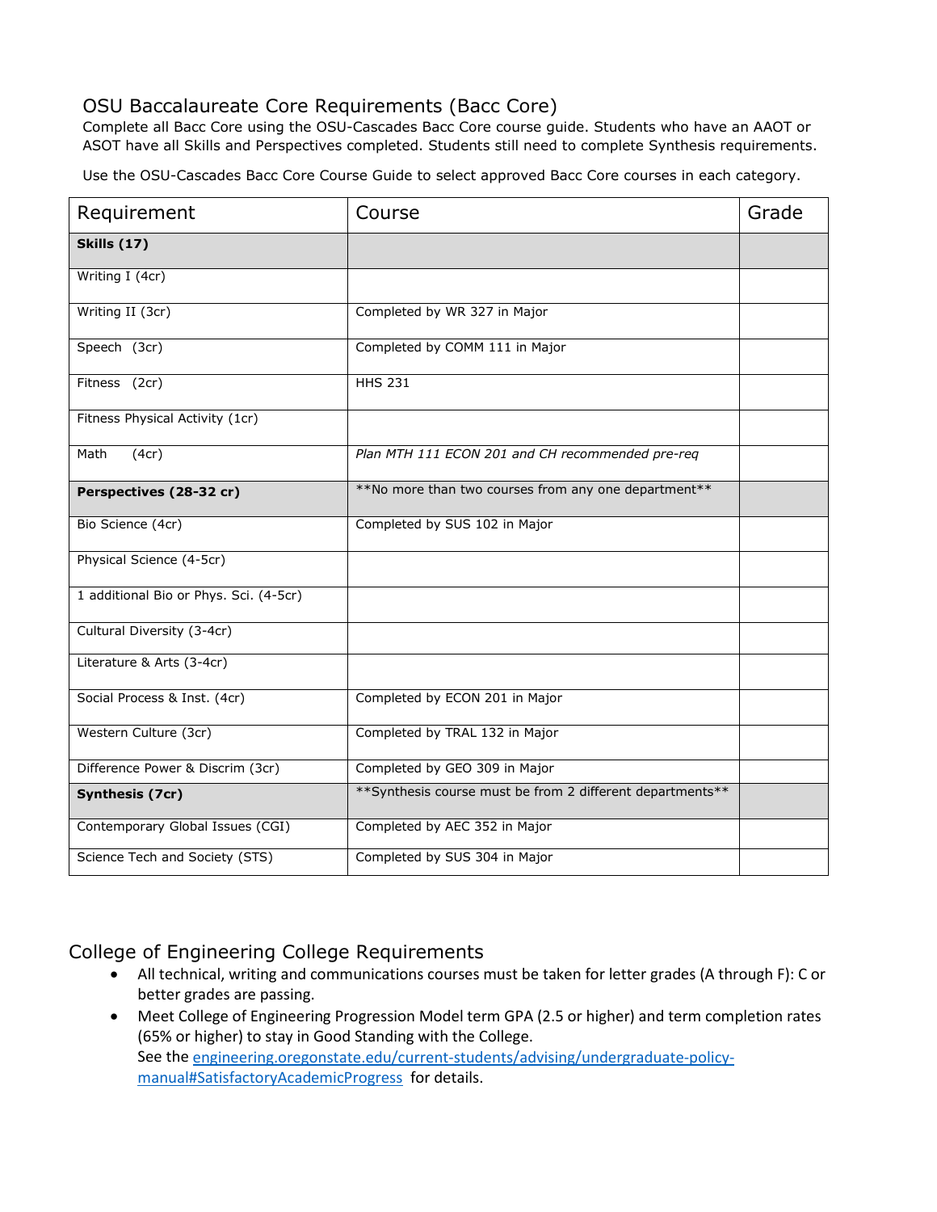## OSU Baccalaureate Core Requirements (Bacc Core)

Complete all Bacc Core using the OSU-Cascades Bacc Core course guide. Students who have an AAOT or ASOT have all Skills and Perspectives completed. Students still need to complete Synthesis requirements.

Use the OSU-Cascades Bacc Core Course Guide to select approved Bacc Core courses in each category.

| Requirement | Course | Grade |
|---|---|---|
| **Skills (17)** | | |
| Writing I (4cr) | | |
| Writing II (3cr) | Completed by WR 327 in Major | |
| Speech (3cr) | Completed by COMM 111 in Major | |
| Fitness (2cr) | HHS 231 | |
| Fitness Physical Activity (1cr) | | |
| Math (4cr) | *Plan MTH 111 ECON 201 and CH recommended pre-req* | |
| **Perspectives (28-32 cr)** | **No more than two courses from any one department** | |
| Bio Science (4cr) | Completed by SUS 102 in Major | |
| Physical Science (4-5cr) | | |
| 1 additional Bio or Phys. Sci. (4-5cr) | | |
| Cultural Diversity (3-4cr) | | |
| Literature & Arts (3-4cr) | | |
| Social Process & Inst. (4cr) | Completed by ECON 201 in Major | |
| Western Culture (3cr) | Completed by TRAL 132 in Major | |
| Difference Power & Discrim (3cr) | Completed by GEO 309 in Major | |
| **Synthesis (7cr)** | **Synthesis course must be from 2 different departments** | |
| Contemporary Global Issues (CGI) | Completed by AEC 352 in Major | |
| Science Tech and Society (STS) | Completed by SUS 304 in Major | |

## College of Engineering College Requirements

- All technical, writing and communications courses must be taken for letter grades (A through F): C or better grades are passing.
- Meet College of Engineering Progression Model term GPA (2.5 or higher) and term completion rates (65% or higher) to stay in Good Standing with the College.
  See the [engineering.oregonstate.edu/current-students/advising/undergraduate-policy-manual#SatisfactoryAcademicProgress](engineering.oregonstate.edu/current-students/advising/undergraduate-policy-manual#SatisfactoryAcademicProgress) for details.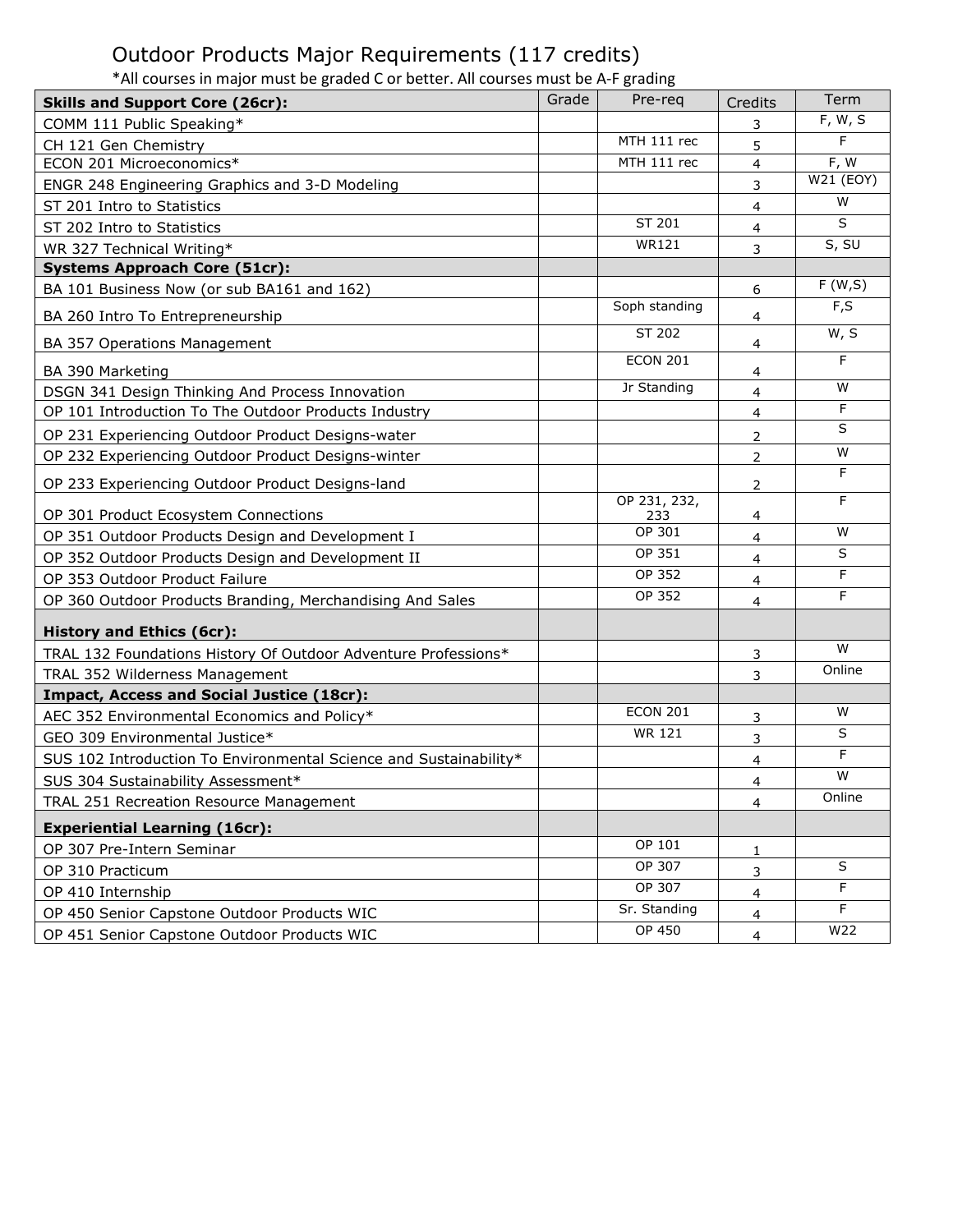# Outdoor Products Major Requirements (117 credits)

*All courses in major must be graded C or better. All courses must be A-F grading

| Skills and Support Core (26cr): | Grade | Pre-req | Credits | Term |
|---|---|---|---|---|
| COMM 111 Public Speaking* | | | 3 | F, W, S |
| CH 121 Gen Chemistry | | MTH 111 rec | 5 | F |
| ECON 201 Microeconomics* | | MTH 111 rec | 4 | F, W |
| ENGR 248 Engineering Graphics and 3-D Modeling | | | 3 | W21 (EOY) |
| ST 201 Intro to Statistics | | | 4 | W |
| ST 202 Intro to Statistics | | ST 201 | 4 | S |
| WR 327 Technical Writing* | | WR121 | 3 | S, SU |
| **Systems Approach Core (51cr):** | | | | |
| BA 101 Business Now (or sub BA161 and 162) | | | 6 | F (W,S) |
| BA 260 Intro To Entrepreneurship | | Soph standing | 4 | F,S |
| BA 357 Operations Management | | ST 202 | 4 | W, S |
| BA 390 Marketing | | ECON 201 | 4 | F |
| DSGN 341 Design Thinking And Process Innovation | | Jr Standing | 4 | W |
| OP 101 Introduction To The Outdoor Products Industry | | | 4 | F |
| OP 231 Experiencing Outdoor Product Designs-water | | | 2 | S |
| OP 232 Experiencing Outdoor Product Designs-winter | | | 2 | W |
| OP 233 Experiencing Outdoor Product Designs-land | | | 2 | F |
| OP 301 Product Ecosystem Connections | | OP 231, 232, 233 | 4 | F |
| OP 351 Outdoor Products Design and Development I | | OP 301 | 4 | W |
| OP 352 Outdoor Products Design and Development II | | OP 351 | 4 | S |
| OP 353 Outdoor Product Failure | | OP 352 | 4 | F |
| OP 360 Outdoor Products Branding, Merchandising And Sales | | OP 352 | 4 | F |
| **History and Ethics (6cr):** | | | | |
| TRAL 132 Foundations History Of Outdoor Adventure Professions* | | | 3 | W |
| TRAL 352 Wilderness Management | | | 3 | Online |
| **Impact, Access and Social Justice (18cr):** | | | | |
| AEC 352 Environmental Economics and Policy* | | ECON 201 | 3 | W |
| GEO 309 Environmental Justice* | | WR 121 | 3 | S |
| SUS 102 Introduction To Environmental Science and Sustainability* | | | 4 | F |
| SUS 304 Sustainability Assessment* | | | 4 | W |
| TRAL 251 Recreation Resource Management | | | 4 | Online |
| **Experiential Learning (16cr):** | | | | |
| OP 307 Pre-Intern Seminar | | OP 101 | 1 | |
| OP 310 Practicum | | OP 307 | 3 | S |
| OP 410 Internship | | OP 307 | 4 | F |
| OP 450 Senior Capstone Outdoor Products WIC | | Sr. Standing | 4 | F |
| OP 451 Senior Capstone Outdoor Products WIC | | OP 450 | 4 | W22 |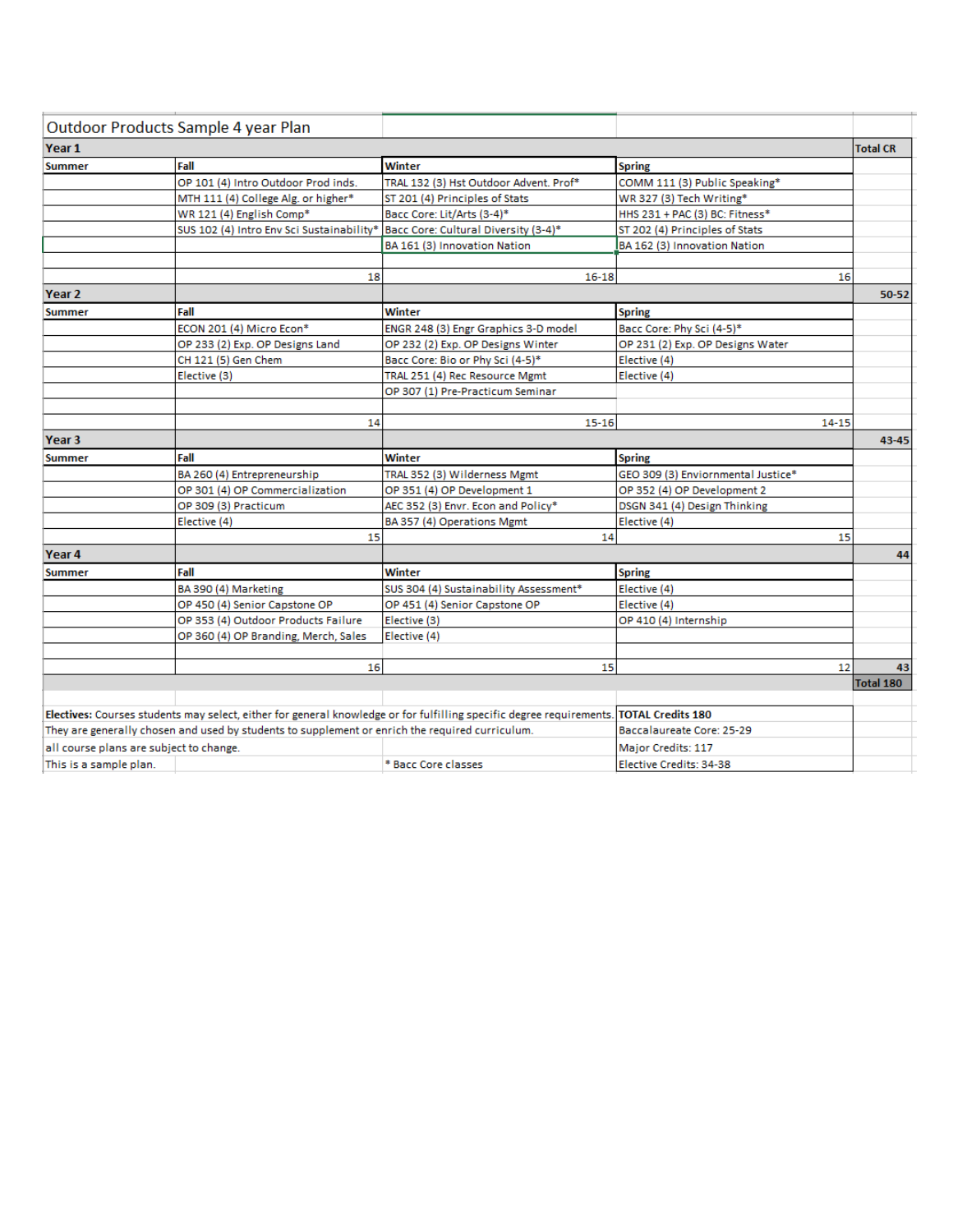# Outdoor Products Sample 4 year Plan

| | | | | |
|---|---|---|---|---|
| **Year 1** | | | | **Total CR** |
| **Summer** | **Fall** | **Winter** | **Spring** | |
| | OP 101 (4) Intro Outdoor Prod inds. | TRAL 132 (3) Hst Outdoor Advent. Prof* | COMM 111 (3) Public Speaking* | |
| | MTH 111 (4) College Alg. or higher* | ST 201 (4) Principles of Stats | WR 327 (3) Tech Writing* | |
| | WR 121 (4) English Comp* | Bacc Core: Lit/Arts (3-4)* | HHS 231 + PAC (3) BC: Fitness* | |
| | SUS 102 (4) Intro Env Sci Sustainability* | Bacc Core: Cultural Diversity (3-4)* | ST 202 (4) Principles of Stats | |
| | | BA 161 (3) Innovation Nation | BA 162 (3) Innovation Nation | |
| | 18 | 16-18 | 16 | |
| **Year 2** | | | | 50-52 |
| **Summer** | **Fall** | **Winter** | **Spring** | |
| | ECON 201 (4) Micro Econ* | ENGR 248 (3) Engr Graphics 3-D model | Bacc Core: Phy Sci (4-5)* | |
| | OP 233 (2) Exp. OP Designs Land | OP 232 (2) Exp. OP Designs Winter | OP 231 (2) Exp. OP Designs Water | |
| | CH 121 (5) Gen Chem | Bacc Core: Bio or Phy Sci (4-5)* | Elective (4) | |
| | Elective (3) | TRAL 251 (4) Rec Resource Mgmt | Elective (4) | |
| | | OP 307 (1) Pre-Practicum Seminar | | |
| | 14 | 15-16 | 14-15 | |
| **Year 3** | | | | 43-45 |
| **Summer** | **Fall** | **Winter** | **Spring** | |
| | BA 260 (4) Entrepreneurship | TRAL 352 (3) Wilderness Mgmt | GEO 309 (3) Enviornmental Justice* | |
| | OP 301 (4) OP Commercialization | OP 351 (4) OP Development 1 | OP 352 (4) OP Development 2 | |
| | OP 309 (3) Practicum | AEC 352 (3) Envr. Econ and Policy* | DSGN 341 (4) Design Thinking | |
| | Elective (4) | BA 357 (4) Operations Mgmt | Elective (4) | |
| | 15 | 14 | 15 | |
| **Year 4** | | | | 44 |
| **Summer** | **Fall** | **Winter** | **Spring** | |
| | BA 390 (4) Marketing | SUS 304 (4) Sustainability Assessment* | Elective (4) | |
| | OP 450 (4) Senior Capstone OP | OP 451 (4) Senior Capstone OP | Elective (4) | |
| | OP 353 (4) Outdoor Products Failure | Elective (3) | OP 410 (4) Internship | |
| | OP 360 (4) OP Branding, Merch, Sales | Elective (4) | | |
| | 16 | 15 | 12 | 43 |
| | | | | **Total 180** |

**Electives:** Courses students may select, either for general knowledge or for fulfilling specific degree requirements. They are generally chosen and used by students to supplement or enrich the required curriculum.

all course plans are subject to change.

This is a sample plan.

\* Bacc Core classes

**TOTAL Credits 180**
Baccalaureate Core: 25-29
Major Credits: 117
Elective Credits: 34-38